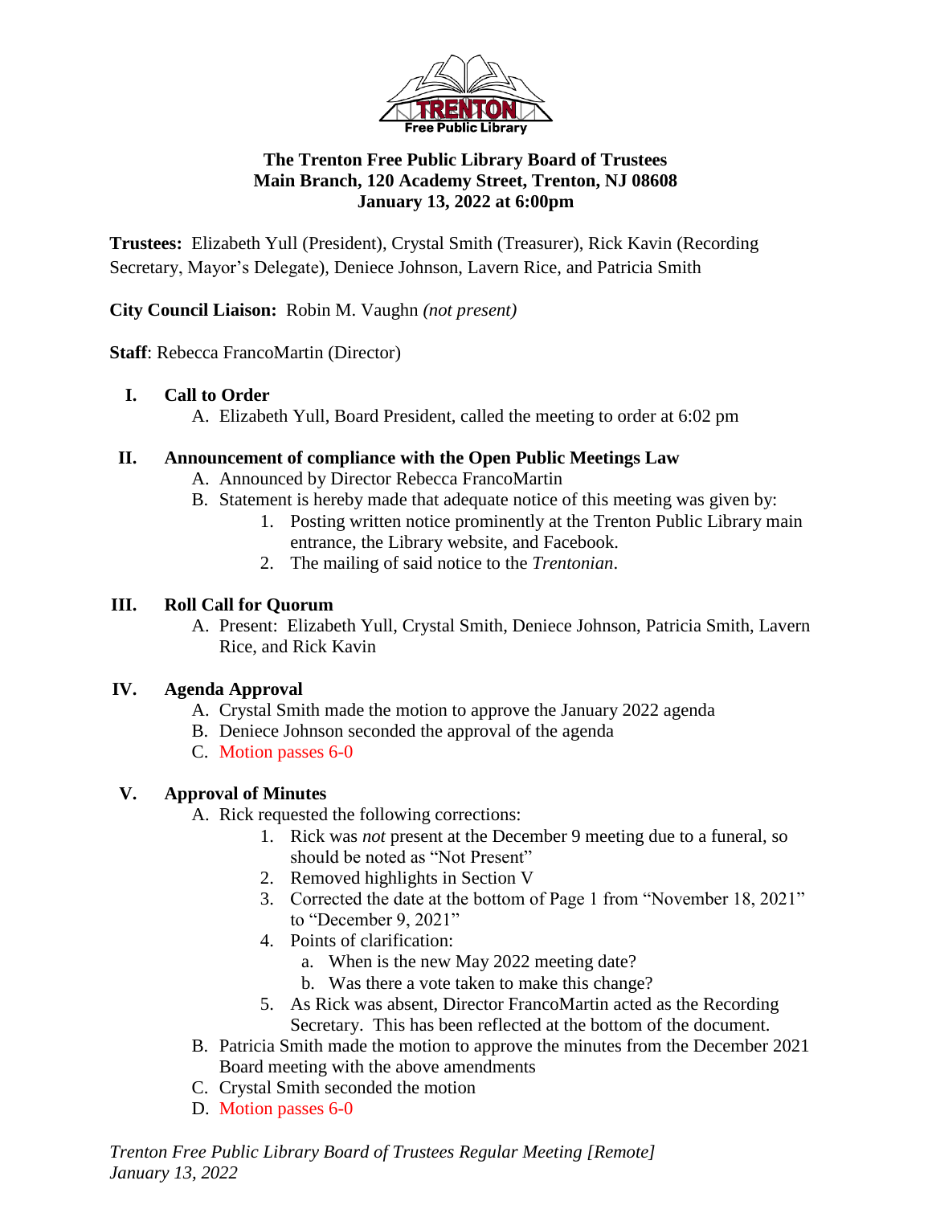**The Trenton Free Public Library Board of Trustees**
**Main Branch, 120 Academy Street, Trenton, NJ 08608**
**January 13, 2022 at 6:00pm**

**Trustees:** Elizabeth Yull (President), Crystal Smith (Treasurer), Rick Kavin (Recording Secretary, Mayor's Delegate), Deniece Johnson, Lavern Rice, and Patricia Smith

**City Council Liaison:** Robin M. Vaughn *(not present)*

**Staff**: Rebecca FrancoMartin (Director)

**I. Call to Order**

A. Elizabeth Yull, Board President, called the meeting to order at 6:02 pm

**II. Announcement of compliance with the Open Public Meetings Law**

A. Announced by Director Rebecca FrancoMartin
B. Statement is hereby made that adequate notice of this meeting was given by:
   1. Posting written notice prominently at the Trenton Public Library main entrance, the Library website, and Facebook.
   2. The mailing of said notice to the *Trentonian*.

**III. Roll Call for Quorum**

A. Present: Elizabeth Yull, Crystal Smith, Deniece Johnson, Patricia Smith, Lavern Rice, and Rick Kavin

**IV. Agenda Approval**

A. Crystal Smith made the motion to approve the January 2022 agenda
B. Deniece Johnson seconded the approval of the agenda
C. Motion passes 6-0

**V. Approval of Minutes**

A. Rick requested the following corrections:
   1. Rick was *not* present at the December 9 meeting due to a funeral, so should be noted as "Not Present"
   2. Removed highlights in Section V
   3. Corrected the date at the bottom of Page 1 from "November 18, 2021" to "December 9, 2021"
   4. Points of clarification:
      a. When is the new May 2022 meeting date?
      b. Was there a vote taken to make this change?
   5. As Rick was absent, Director FrancoMartin acted as the Recording Secretary. This has been reflected at the bottom of the document.
B. Patricia Smith made the motion to approve the minutes from the December 2021 Board meeting with the above amendments
C. Crystal Smith seconded the motion
D. Motion passes 6-0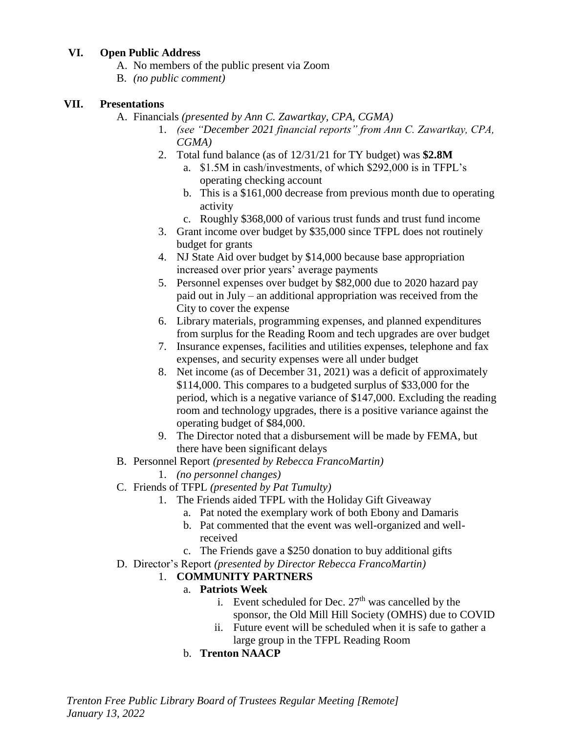## VI. Open Public Address

A. No members of the public present via Zoom

B. *(no public comment)*

## VII. Presentations

A. Financials *(presented by Ann C. Zawartkay, CPA, CGMA)*

1. *(see "December 2021 financial reports" from Ann C. Zawartkay, CPA, CGMA)*
2. Total fund balance (as of 12/31/21 for TY budget) was **$2.8M**
   a. $1.5M in cash/investments, of which $292,000 is in TFPL's operating checking account
   b. This is a $161,000 decrease from previous month due to operating activity
   c. Roughly $368,000 of various trust funds and trust fund income
3. Grant income over budget by $35,000 since TFPL does not routinely budget for grants
4. NJ State Aid over budget by $14,000 because base appropriation increased over prior years' average payments
5. Personnel expenses over budget by $82,000 due to 2020 hazard pay paid out in July – an additional appropriation was received from the City to cover the expense
6. Library materials, programming expenses, and planned expenditures from surplus for the Reading Room and tech upgrades are over budget
7. Insurance expenses, facilities and utilities expenses, telephone and fax expenses, and security expenses were all under budget
8. Net income (as of December 31, 2021) was a deficit of approximately $114,000. This compares to a budgeted surplus of $33,000 for the period, which is a negative variance of $147,000. Excluding the reading room and technology upgrades, there is a positive variance against the operating budget of $84,000.
9. The Director noted that a disbursement will be made by FEMA, but there have been significant delays

B. Personnel Report *(presented by Rebecca FrancoMartin)*

1. *(no personnel changes)*

C. Friends of TFPL *(presented by Pat Tumulty)*

1. The Friends aided TFPL with the Holiday Gift Giveaway
   a. Pat noted the exemplary work of both Ebony and Damaris
   b. Pat commented that the event was well-organized and well-received
   c. The Friends gave a $250 donation to buy additional gifts

D. Director's Report *(presented by Director Rebecca FrancoMartin)*

1. **COMMUNITY PARTNERS**
   a. **Patriots Week**
      i. Event scheduled for Dec. 27th was cancelled by the sponsor, the Old Mill Hill Society (OMHS) due to COVID
      ii. Future event will be scheduled when it is safe to gather a large group in the TFPL Reading Room
   b. **Trenton NAACP**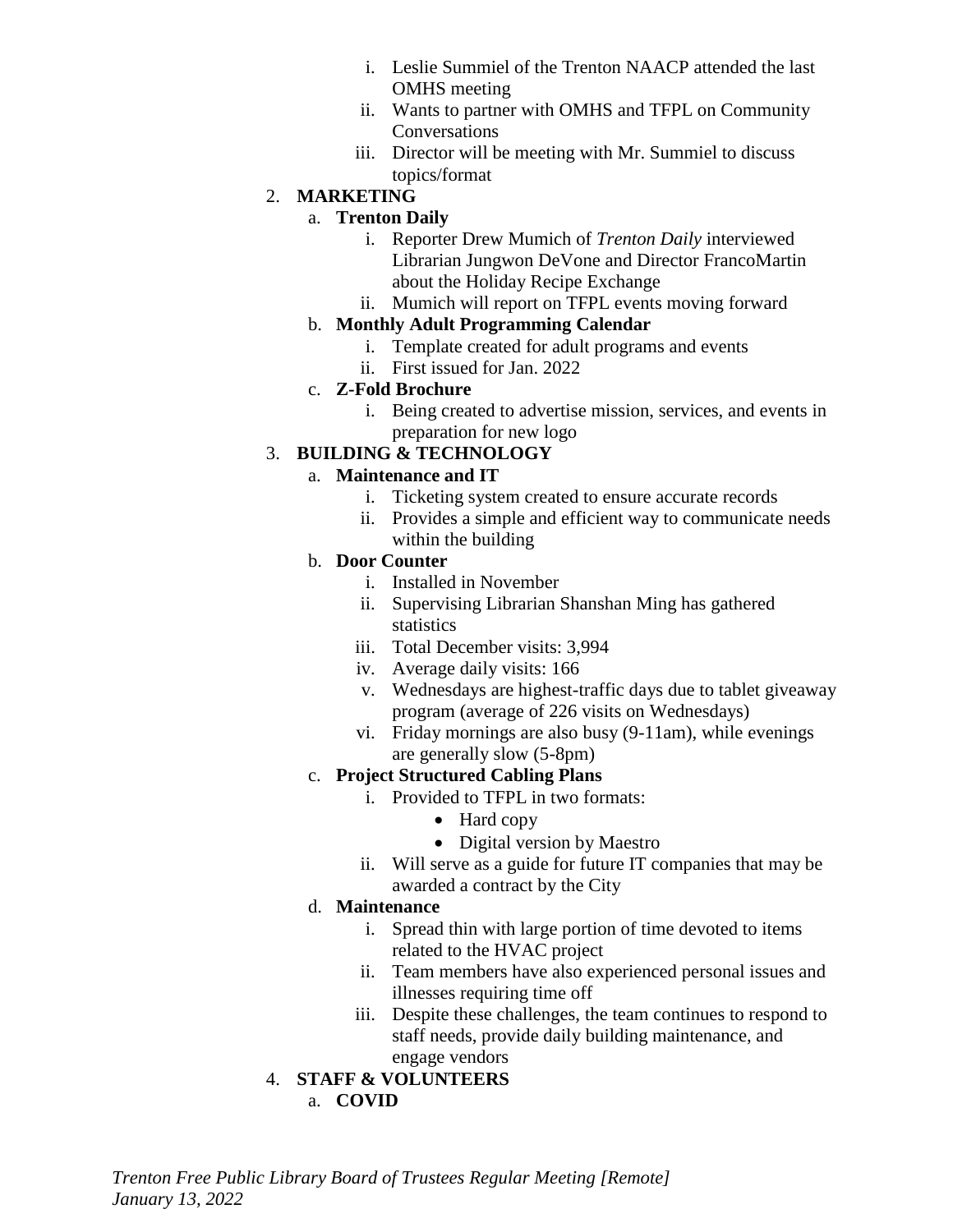i. Leslie Summiel of the Trenton NAACP attended the last OMHS meeting
        ii. Wants to partner with OMHS and TFPL on Community Conversations
        iii. Director will be meeting with Mr. Summiel to discuss topics/format

2. **MARKETING**
    a. **Trenton Daily**
        i. Reporter Drew Mumich of *Trenton Daily* interviewed Librarian Jungwon DeVone and Director FrancoMartin about the Holiday Recipe Exchange
        ii. Mumich will report on TFPL events moving forward
    b. **Monthly Adult Programming Calendar**
        i. Template created for adult programs and events
        ii. First issued for Jan. 2022
    c. **Z-Fold Brochure**
        i. Being created to advertise mission, services, and events in preparation for new logo
3. **BUILDING & TECHNOLOGY**
    a. **Maintenance and IT**
        i. Ticketing system created to ensure accurate records
        ii. Provides a simple and efficient way to communicate needs within the building
    b. **Door Counter**
        i. Installed in November
        ii. Supervising Librarian Shanshan Ming has gathered statistics
        iii. Total December visits: 3,994
        iv. Average daily visits: 166
        v. Wednesdays are highest-traffic days due to tablet giveaway program (average of 226 visits on Wednesdays)
        vi. Friday mornings are also busy (9-11am), while evenings are generally slow (5-8pm)
    c. **Project Structured Cabling Plans**
        i. Provided to TFPL in two formats:
            - Hard copy
            - Digital version by Maestro
        ii. Will serve as a guide for future IT companies that may be awarded a contract by the City
    d. **Maintenance**
        i. Spread thin with large portion of time devoted to items related to the HVAC project
        ii. Team members have also experienced personal issues and illnesses requiring time off
        iii. Despite these challenges, the team continues to respond to staff needs, provide daily building maintenance, and engage vendors
4. **STAFF & VOLUNTEERS**
    a. **COVID**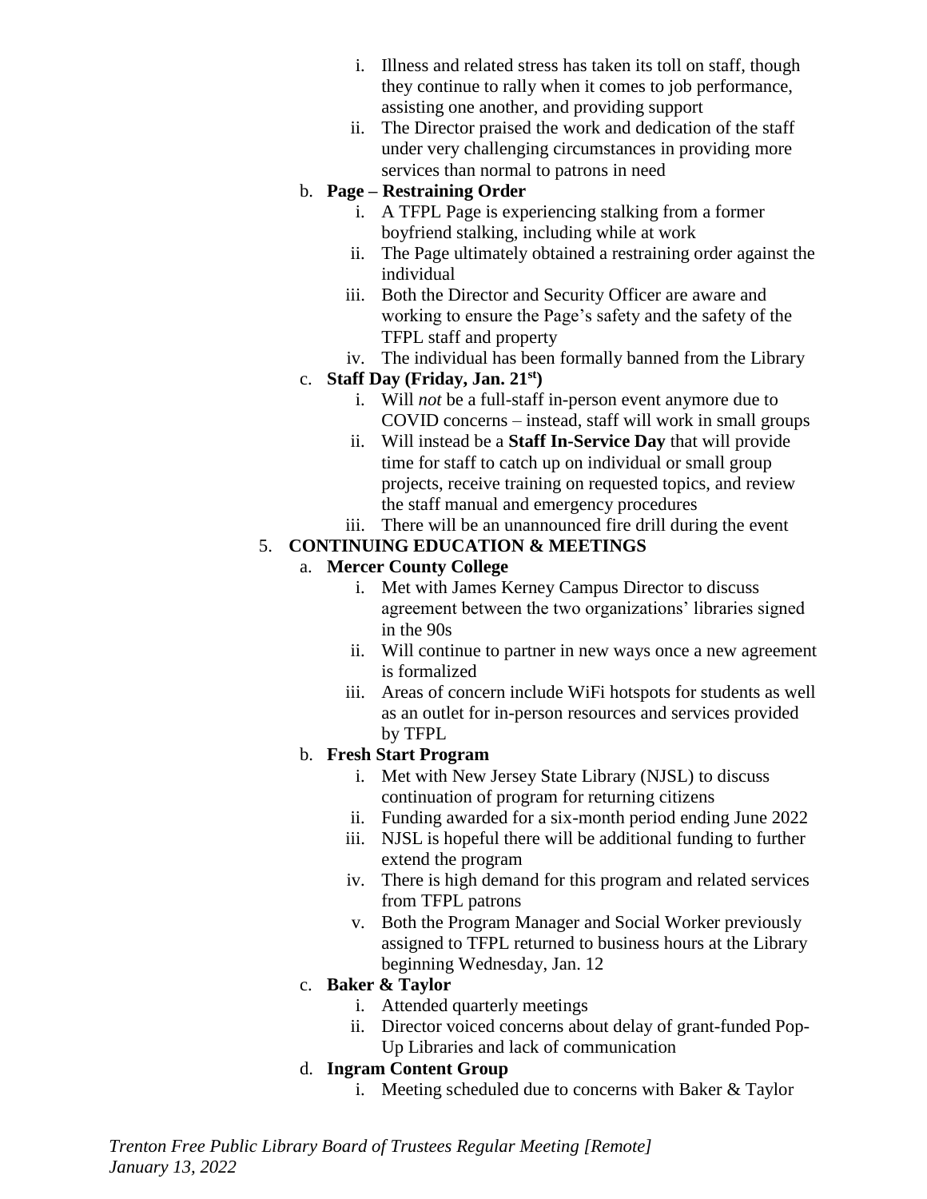i. Illness and related stress has taken its toll on staff, though they continue to rally when it comes to job performance, assisting one another, and providing support
   ii. The Director praised the work and dedication of the staff under very challenging circumstances in providing more services than normal to patrons in need

b. **Page – Restraining Order**
   i. A TFPL Page is experiencing stalking from a former boyfriend stalking, including while at work
   ii. The Page ultimately obtained a restraining order against the individual
   iii. Both the Director and Security Officer are aware and working to ensure the Page's safety and the safety of the TFPL staff and property
   iv. The individual has been formally banned from the Library

c. **Staff Day (Friday, Jan. 21st)**
   i. Will *not* be a full-staff in-person event anymore due to COVID concerns – instead, staff will work in small groups
   ii. Will instead be a **Staff In-Service Day** that will provide time for staff to catch up on individual or small group projects, receive training on requested topics, and review the staff manual and emergency procedures
   iii. There will be an unannounced fire drill during the event

5. **CONTINUING EDUCATION & MEETINGS**

a. **Mercer County College**
   i. Met with James Kerney Campus Director to discuss agreement between the two organizations' libraries signed in the 90s
   ii. Will continue to partner in new ways once a new agreement is formalized
   iii. Areas of concern include WiFi hotspots for students as well as an outlet for in-person resources and services provided by TFPL

b. **Fresh Start Program**
   i. Met with New Jersey State Library (NJSL) to discuss continuation of program for returning citizens
   ii. Funding awarded for a six-month period ending June 2022
   iii. NJSL is hopeful there will be additional funding to further extend the program
   iv. There is high demand for this program and related services from TFPL patrons
   v. Both the Program Manager and Social Worker previously assigned to TFPL returned to business hours at the Library beginning Wednesday, Jan. 12

c. **Baker & Taylor**
   i. Attended quarterly meetings
   ii. Director voiced concerns about delay of grant-funded Pop-Up Libraries and lack of communication

d. **Ingram Content Group**
   i. Meeting scheduled due to concerns with Baker & Taylor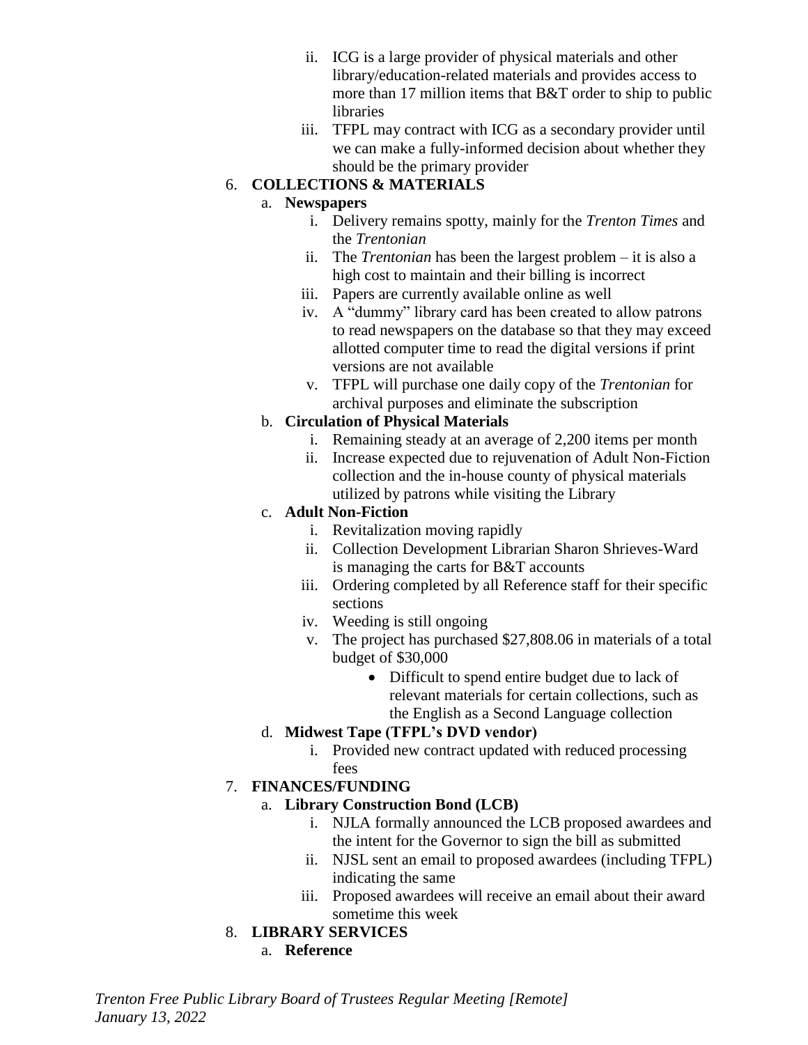ii. ICG is a large provider of physical materials and other library/education-related materials and provides access to more than 17 million items that B&T order to ship to public libraries
   iii. TFPL may contract with ICG as a secondary provider until we can make a fully-informed decision about whether they should be the primary provider

6. **COLLECTIONS & MATERIALS**
   a. **Newspapers**
      i. Delivery remains spotty, mainly for the *Trenton Times* and the *Trentonian*
      ii. The *Trentonian* has been the largest problem – it is also a high cost to maintain and their billing is incorrect
      iii. Papers are currently available online as well
      iv. A "dummy" library card has been created to allow patrons to read newspapers on the database so that they may exceed allotted computer time to read the digital versions if print versions are not available
      v. TFPL will purchase one daily copy of the *Trentonian* for archival purposes and eliminate the subscription
   b. **Circulation of Physical Materials**
      i. Remaining steady at an average of 2,200 items per month
      ii. Increase expected due to rejuvenation of Adult Non-Fiction collection and the in-house county of physical materials utilized by patrons while visiting the Library
   c. **Adult Non-Fiction**
      i. Revitalization moving rapidly
      ii. Collection Development Librarian Sharon Shrieves-Ward is managing the carts for B&T accounts
      iii. Ordering completed by all Reference staff for their specific sections
      iv. Weeding is still ongoing
      v. The project has purchased $27,808.06 in materials of a total budget of $30,000
         - Difficult to spend entire budget due to lack of relevant materials for certain collections, such as the English as a Second Language collection
   d. **Midwest Tape (TFPL's DVD vendor)**
      i. Provided new contract updated with reduced processing fees

7. **FINANCES/FUNDING**
   a. **Library Construction Bond (LCB)**
      i. NJLA formally announced the LCB proposed awardees and the intent for the Governor to sign the bill as submitted
      ii. NJSL sent an email to proposed awardees (including TFPL) indicating the same
      iii. Proposed awardees will receive an email about their award sometime this week

8. **LIBRARY SERVICES**
   a. **Reference**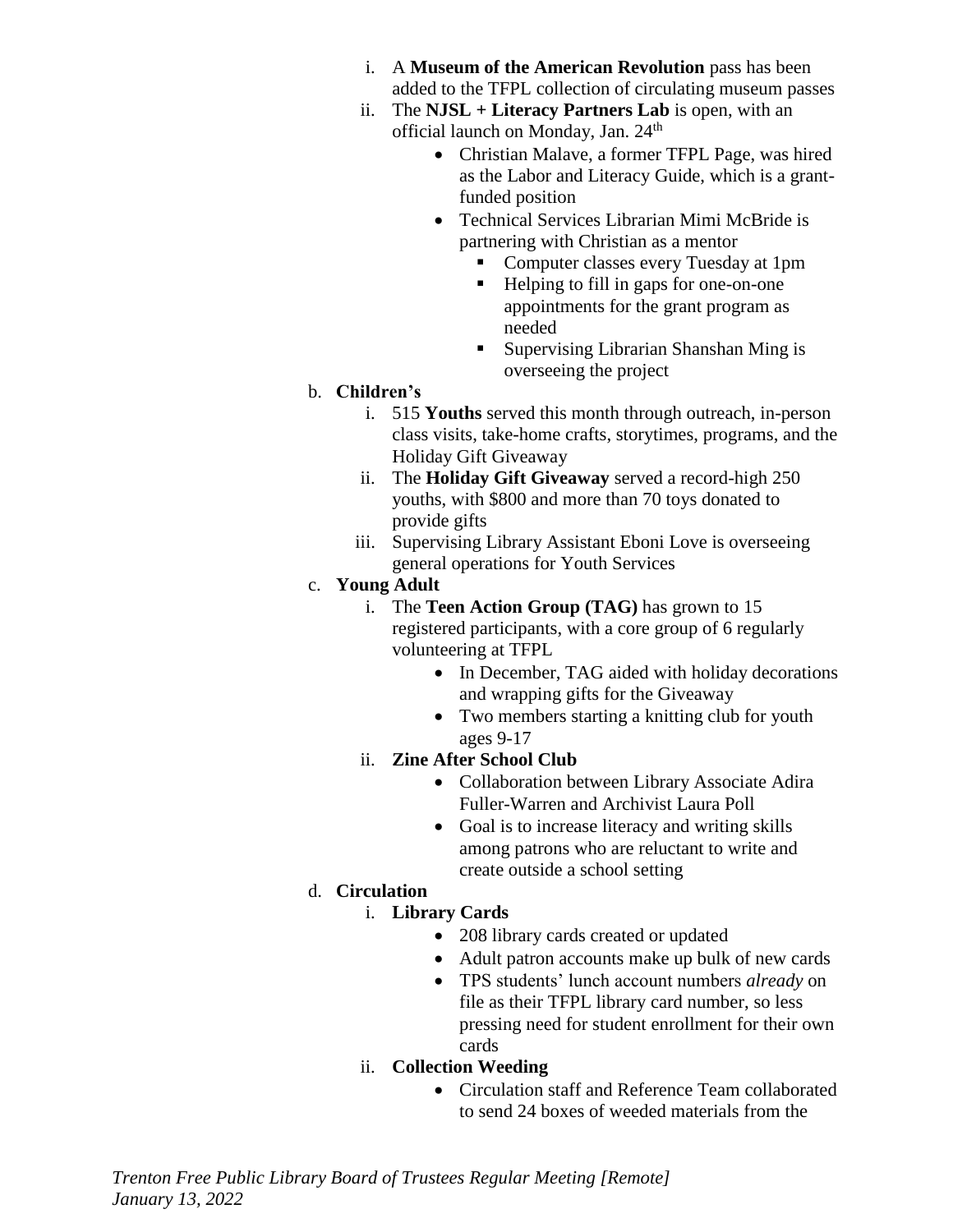i. A **Museum of the American Revolution** pass has been added to the TFPL collection of circulating museum passes
   ii. The **NJSL + Literacy Partners Lab** is open, with an official launch on Monday, Jan. 24th
      - Christian Malave, a former TFPL Page, was hired as the Labor and Literacy Guide, which is a grant-funded position
      - Technical Services Librarian Mimi McBride is partnering with Christian as a mentor
         - Computer classes every Tuesday at 1pm
         - Helping to fill in gaps for one-on-one appointments for the grant program as needed
         - Supervising Librarian Shanshan Ming is overseeing the project

b. **Children's**
   i. 515 **Youths** served this month through outreach, in-person class visits, take-home crafts, storytimes, programs, and the Holiday Gift Giveaway
   ii. The **Holiday Gift Giveaway** served a record-high 250 youths, with $800 and more than 70 toys donated to provide gifts
   iii. Supervising Library Assistant Eboni Love is overseeing general operations for Youth Services

c. **Young Adult**
   i. The **Teen Action Group (TAG)** has grown to 15 registered participants, with a core group of 6 regularly volunteering at TFPL
      - In December, TAG aided with holiday decorations and wrapping gifts for the Giveaway
      - Two members starting a knitting club for youth ages 9-17
   ii. **Zine After School Club**
      - Collaboration between Library Associate Adira Fuller-Warren and Archivist Laura Poll
      - Goal is to increase literacy and writing skills among patrons who are reluctant to write and create outside a school setting

d. **Circulation**
   i. **Library Cards**
      - 208 library cards created or updated
      - Adult patron accounts make up bulk of new cards
      - TPS students' lunch account numbers *already* on file as their TFPL library card number, so less pressing need for student enrollment for their own cards
   ii. **Collection Weeding**
      - Circulation staff and Reference Team collaborated to send 24 boxes of weeded materials from the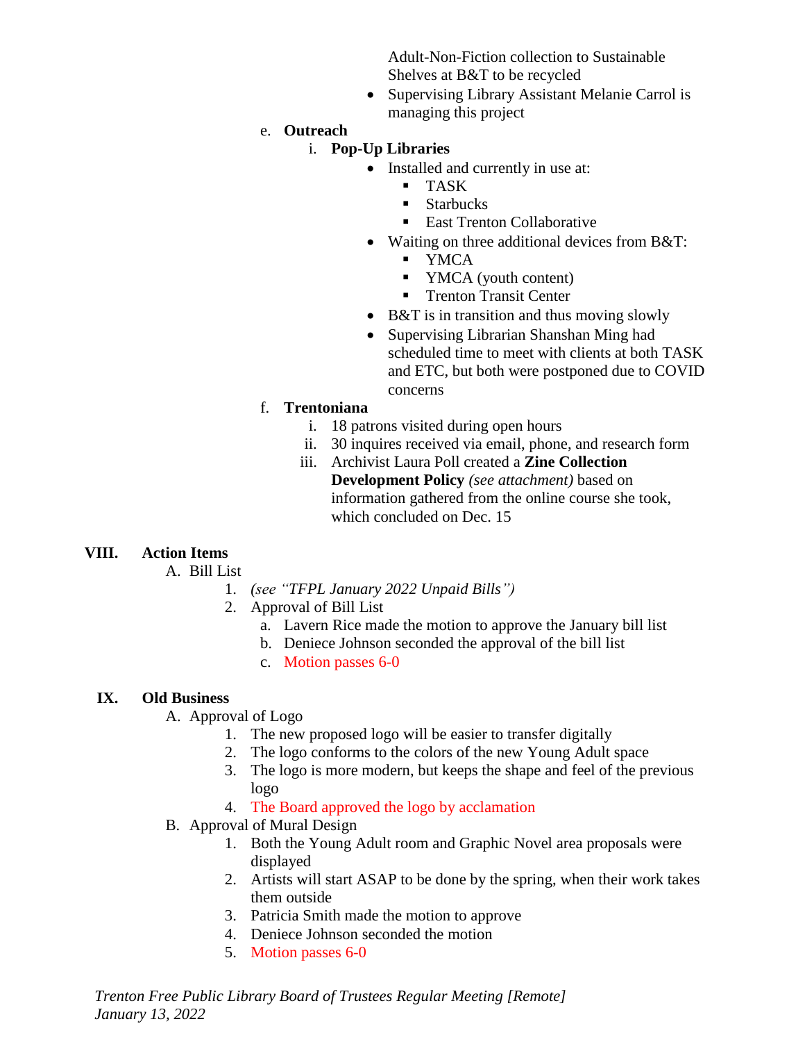Adult-Non-Fiction collection to Sustainable Shelves at B&T to be recycled
- Supervising Library Assistant Melanie Carrol is managing this project

e. **Outreach**

i. **Pop-Up Libraries**

- Installed and currently in use at:
  - TASK
  - Starbucks
  - East Trenton Collaborative
- Waiting on three additional devices from B&T:
  - YMCA
  - YMCA (youth content)
  - Trenton Transit Center
- B&T is in transition and thus moving slowly
- Supervising Librarian Shanshan Ming had scheduled time to meet with clients at both TASK and ETC, but both were postponed due to COVID concerns

f. **Trentoniana**

i. 18 patrons visited during open hours

ii. 30 inquires received via email, phone, and research form

iii. Archivist Laura Poll created a **Zine Collection Development Policy** *(see attachment)* based on information gathered from the online course she took, which concluded on Dec. 15

## VIII. Action Items

A. Bill List

1. *(see "TFPL January 2022 Unpaid Bills")*
2. Approval of Bill List
   a. Lavern Rice made the motion to approve the January bill list
   b. Deniece Johnson seconded the approval of the bill list
   c. Motion passes 6-0

## IX. Old Business

A. Approval of Logo

1. The new proposed logo will be easier to transfer digitally
2. The logo conforms to the colors of the new Young Adult space
3. The logo is more modern, but keeps the shape and feel of the previous logo
4. The Board approved the logo by acclamation

B. Approval of Mural Design

1. Both the Young Adult room and Graphic Novel area proposals were displayed
2. Artists will start ASAP to be done by the spring, when their work takes them outside
3. Patricia Smith made the motion to approve
4. Deniece Johnson seconded the motion
5. Motion passes 6-0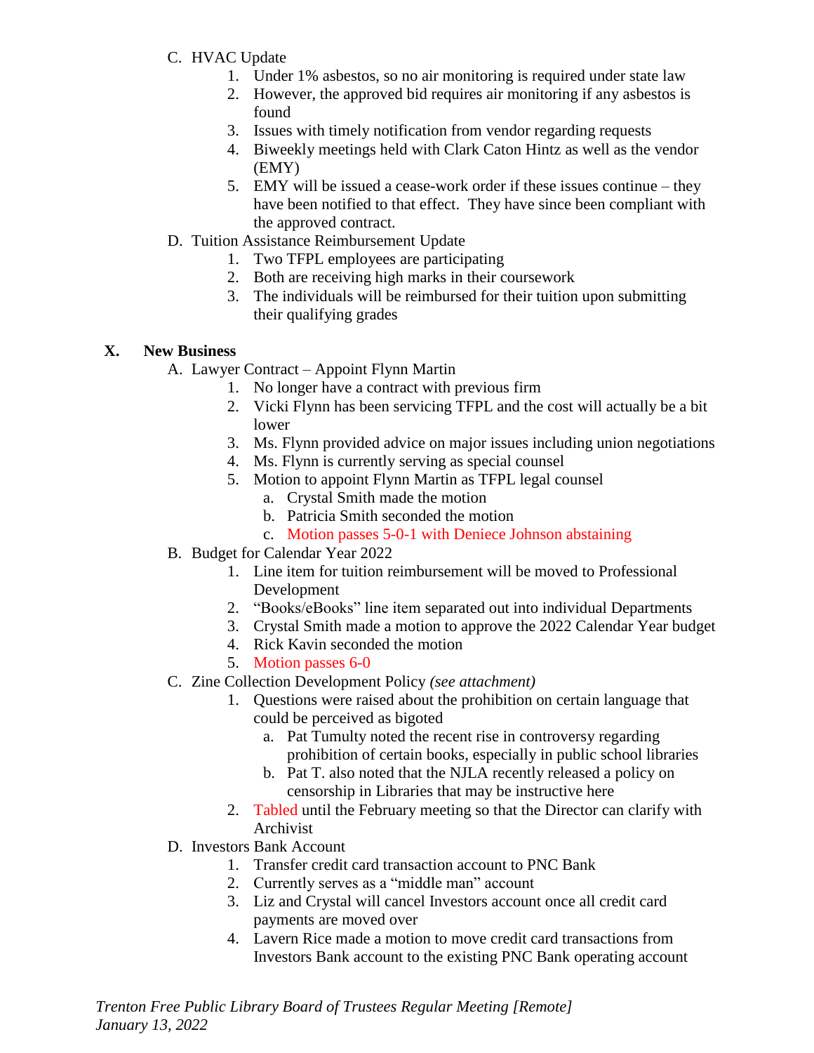C. HVAC Update
   1. Under 1% asbestos, so no air monitoring is required under state law
   2. However, the approved bid requires air monitoring if any asbestos is found
   3. Issues with timely notification from vendor regarding requests
   4. Biweekly meetings held with Clark Caton Hintz as well as the vendor (EMY)
   5. EMY will be issued a cease-work order if these issues continue – they have been notified to that effect. They have since been compliant with the approved contract.

D. Tuition Assistance Reimbursement Update
   1. Two TFPL employees are participating
   2. Both are receiving high marks in their coursework
   3. The individuals will be reimbursed for their tuition upon submitting their qualifying grades

## X. New Business

A. Lawyer Contract – Appoint Flynn Martin
   1. No longer have a contract with previous firm
   2. Vicki Flynn has been servicing TFPL and the cost will actually be a bit lower
   3. Ms. Flynn provided advice on major issues including union negotiations
   4. Ms. Flynn is currently serving as special counsel
   5. Motion to appoint Flynn Martin as TFPL legal counsel
      a. Crystal Smith made the motion
      b. Patricia Smith seconded the motion
      c. Motion passes 5-0-1 with Deniece Johnson abstaining

B. Budget for Calendar Year 2022
   1. Line item for tuition reimbursement will be moved to Professional Development
   2. "Books/eBooks" line item separated out into individual Departments
   3. Crystal Smith made a motion to approve the 2022 Calendar Year budget
   4. Rick Kavin seconded the motion
   5. Motion passes 6-0

C. Zine Collection Development Policy *(see attachment)*
   1. Questions were raised about the prohibition on certain language that could be perceived as bigoted
      a. Pat Tumulty noted the recent rise in controversy regarding prohibition of certain books, especially in public school libraries
      b. Pat T. also noted that the NJLA recently released a policy on censorship in Libraries that may be instructive here
   2. Tabled until the February meeting so that the Director can clarify with Archivist

D. Investors Bank Account
   1. Transfer credit card transaction account to PNC Bank
   2. Currently serves as a "middle man" account
   3. Liz and Crystal will cancel Investors account once all credit card payments are moved over
   4. Lavern Rice made a motion to move credit card transactions from Investors Bank account to the existing PNC Bank operating account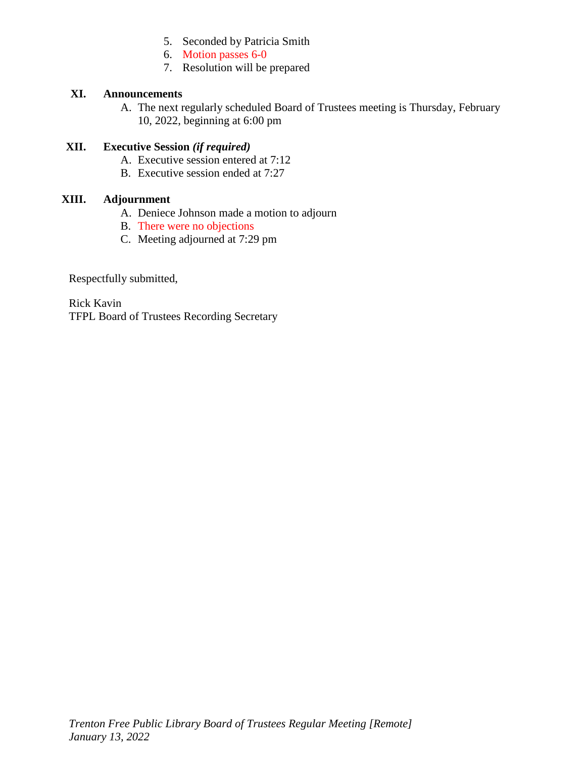5. Seconded by Patricia Smith
6. Motion passes 6-0
7. Resolution will be prepared

## XI. Announcements

A. The next regularly scheduled Board of Trustees meeting is Thursday, February 10, 2022, beginning at 6:00 pm

## XII. Executive Session *(if required)*

A. Executive session entered at 7:12
B. Executive session ended at 7:27

## XIII. Adjournment

A. Deniece Johnson made a motion to adjourn
B. There were no objections
C. Meeting adjourned at 7:29 pm

Respectfully submitted,

Rick Kavin
TFPL Board of Trustees Recording Secretary